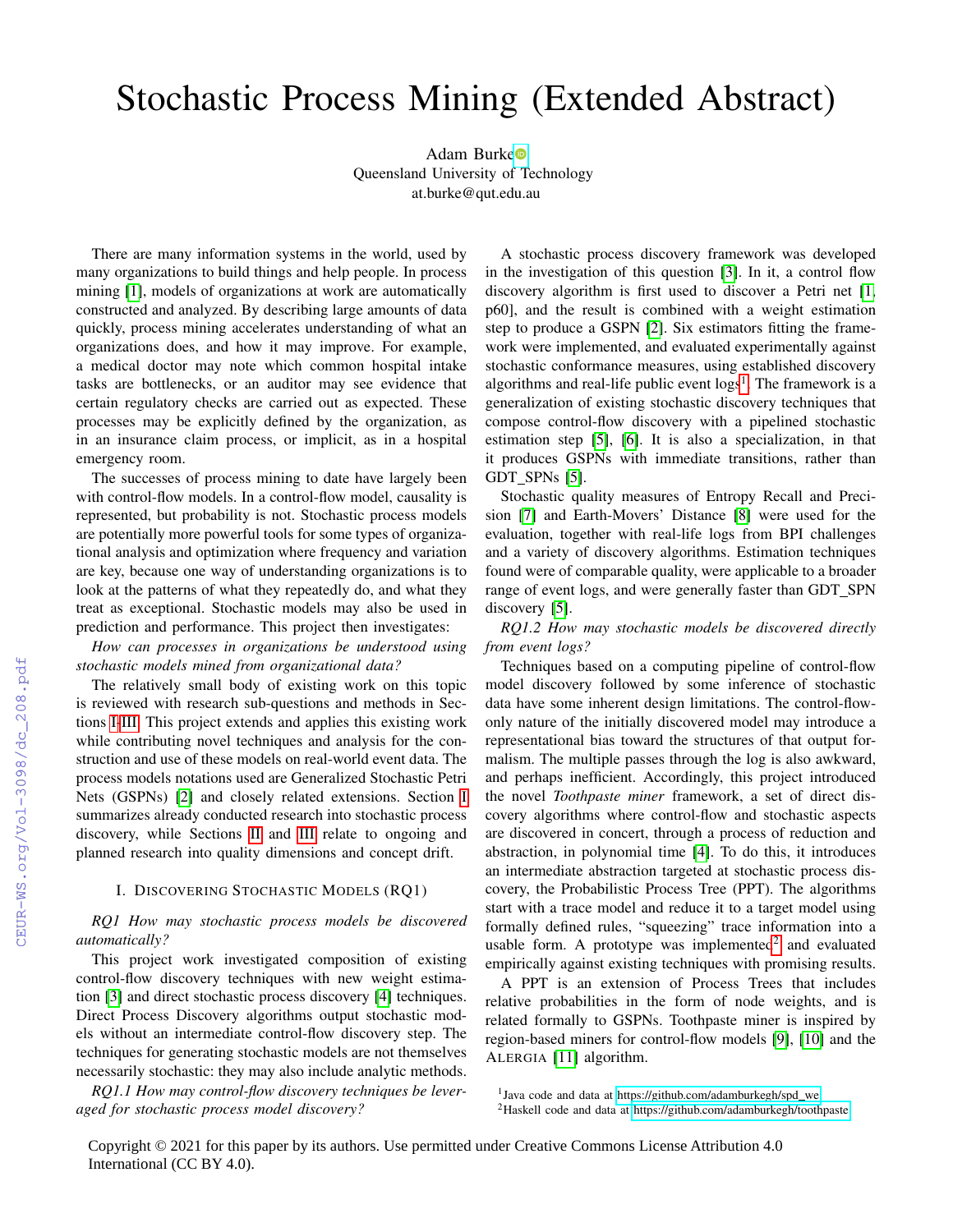# Stochastic Process Mining (Extended Abstract)

Adam Burke
Queensland University of Technology
at.burke@qut.edu.au

There are many information systems in the world, used by many organizations to build things and help people. In process mining [1], models of organizations at work are automatically constructed and analyzed. By describing large amounts of data quickly, process mining accelerates understanding of what an organizations does, and how it may improve. For example, a medical doctor may note which common hospital intake tasks are bottlenecks, or an auditor may see evidence that certain regulatory checks are carried out as expected. These processes may be explicitly defined by the organization, as in an insurance claim process, or implicit, as in a hospital emergency room.

The successes of process mining to date have largely been with control-flow models. In a control-flow model, causality is represented, but probability is not. Stochastic process models are potentially more powerful tools for some types of organizational analysis and optimization where frequency and variation are key, because one way of understanding organizations is to look at the patterns of what they repeatedly do, and what they treat as exceptional. Stochastic models may also be used in prediction and performance. This project then investigates:

*How can processes in organizations be understood using stochastic models mined from organizational data?*

The relatively small body of existing work on this topic is reviewed with research sub-questions and methods in Sections I-III. This project extends and applies this existing work while contributing novel techniques and analysis for the construction and use of these models on real-world event data. The process models notations used are Generalized Stochastic Petri Nets (GSPNs) [2] and closely related extensions. Section I summarizes already conducted research into stochastic process discovery, while Sections II and III relate to ongoing and planned research into quality dimensions and concept drift.

## I. Discovering Stochastic Models (RQ1)

*RQ1 How may stochastic process models be discovered automatically?*

This project work investigated composition of existing control-flow discovery techniques with new weight estimation [3] and direct stochastic process discovery [4] techniques. Direct Process Discovery algorithms output stochastic models without an intermediate control-flow discovery step. The techniques for generating stochastic models are not themselves necessarily stochastic: they may also include analytic methods.

*RQ1.1 How may control-flow discovery techniques be leveraged for stochastic process model discovery?*

A stochastic process discovery framework was developed in the investigation of this question [3]. In it, a control flow discovery algorithm is first used to discover a Petri net [1, p60], and the result is combined with a weight estimation step to produce a GSPN [2]. Six estimators fitting the framework were implemented, and evaluated experimentally against stochastic conformance measures, using established discovery algorithms and real-life public event logs[1]. The framework is a generalization of existing stochastic discovery techniques that compose control-flow discovery with a pipelined stochastic estimation step [5], [6]. It is also a specialization, in that it produces GSPNs with immediate transitions, rather than GDT_SPNs [5].

Stochastic quality measures of Entropy Recall and Precision [7] and Earth-Movers' Distance [8] were used for the evaluation, together with real-life logs from BPI challenges and a variety of discovery algorithms. Estimation techniques found were of comparable quality, were applicable to a broader range of event logs, and were generally faster than GDT_SPN discovery [5].

*RQ1.2 How may stochastic models be discovered directly from event logs?*

Techniques based on a computing pipeline of control-flow model discovery followed by some inference of stochastic data have some inherent design limitations. The control-flow-only nature of the initially discovered model may introduce a representational bias toward the structures of that output formalism. The multiple passes through the log is also awkward, and perhaps inefficient. Accordingly, this project introduced the novel *Toothpaste miner* framework, a set of direct discovery algorithms where control-flow and stochastic aspects are discovered in concert, through a process of reduction and abstraction, in polynomial time [4]. To do this, it introduces an intermediate abstraction targeted at stochastic process discovery, the Probabilistic Process Tree (PPT). The algorithms start with a trace model and reduce it to a target model using formally defined rules, "squeezing" trace information into a usable form. A prototype was implemented[2] and evaluated empirically against existing techniques with promising results.

A PPT is an extension of Process Trees that includes relative probabilities in the form of node weights, and is related formally to GSPNs. Toothpaste miner is inspired by region-based miners for control-flow models [9], [10] and the ALERGIA [11] algorithm.

[1] Java code and data at https://github.com/adamburkegh/spd_we

[2] Haskell code and data at https://github.com/adamburkegh/toothpaste

Copyright © 2021 for this paper by its authors. Use permitted under Creative Commons License Attribution 4.0 International (CC BY 4.0).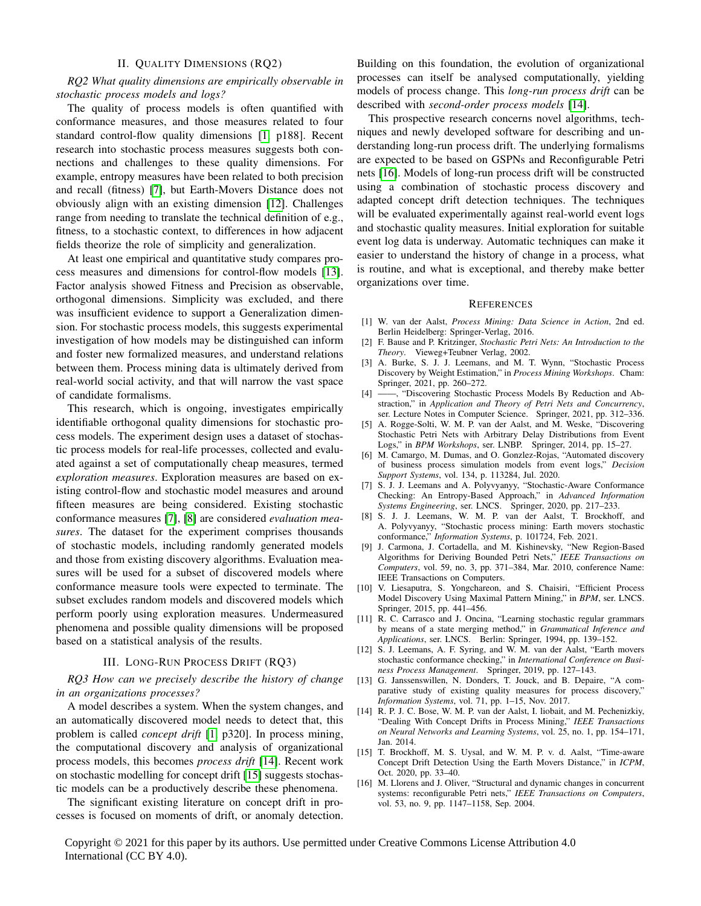## II. Quality Dimensions (RQ2)

*RQ2 What quality dimensions are empirically observable in stochastic process models and logs?*

The quality of process models is often quantified with conformance measures, and those measures related to four standard control-flow quality dimensions [1, p188]. Recent research into stochastic process measures suggests both connections and challenges to these quality dimensions. For example, entropy measures have been related to both precision and recall (fitness) [7], but Earth-Movers Distance does not obviously align with an existing dimension [12]. Challenges range from needing to translate the technical definition of e.g., fitness, to a stochastic context, to differences in how adjacent fields theorize the role of simplicity and generalization.

At least one empirical and quantitative study compares process measures and dimensions for control-flow models [13]. Factor analysis showed Fitness and Precision as observable, orthogonal dimensions. Simplicity was excluded, and there was insufficient evidence to support a Generalization dimension. For stochastic process models, this suggests experimental investigation of how models may be distinguished can inform and foster new formalized measures, and understand relations between them. Process mining data is ultimately derived from real-world social activity, and that will narrow the vast space of candidate formalisms.

This research, which is ongoing, investigates empirically identifiable orthogonal quality dimensions for stochastic process models. The experiment design uses a dataset of stochastic process models for real-life processes, collected and evaluated against a set of computationally cheap measures, termed *exploration measures*. Exploration measures are based on existing control-flow and stochastic model measures and around fifteen measures are being considered. Existing stochastic conformance measures [7], [8] are considered *evaluation measures*. The dataset for the experiment comprises thousands of stochastic models, including randomly generated models and those from existing discovery algorithms. Evaluation measures will be used for a subset of discovered models where conformance measure tools were expected to terminate. The subset excludes random models and discovered models which perform poorly using exploration measures. Undermeasured phenomena and possible quality dimensions will be proposed based on a statistical analysis of the results.

## III. Long-Run Process Drift (RQ3)

*RQ3 How can we precisely describe the history of change in an organizations processes?*

A model describes a system. When the system changes, and an automatically discovered model needs to detect that, this problem is called *concept drift* [1, p320]. In process mining, the computational discovery and analysis of organizational process models, this becomes *process drift* [14]. Recent work on stochastic modelling for concept drift [15] suggests stochastic models can be a productively describe these phenomena.

The significant existing literature on concept drift in processes is focused on moments of drift, or anomaly detection. Building on this foundation, the evolution of organizational processes can itself be analysed computationally, yielding models of process change. This *long-run process drift* can be described with *second-order process models* [14].

This prospective research concerns novel algorithms, techniques and newly developed software for describing and understanding long-run process drift. The underlying formalisms are expected to be based on GSPNs and Reconfigurable Petri nets [16]. Models of long-run process drift will be constructed using a combination of stochastic process discovery and adapted concept drift detection techniques. The techniques will be evaluated experimentally against real-world event logs and stochastic quality measures. Initial exploration for suitable event log data is underway. Automatic techniques can make it easier to understand the history of change in a process, what is routine, and what is exceptional, and thereby make better organizations over time.

## References

[1] W. van der Aalst, *Process Mining: Data Science in Action*, 2nd ed. Berlin Heidelberg: Springer-Verlag, 2016.

[2] F. Bause and P. Kritzinger, *Stochastic Petri Nets: An Introduction to the Theory*. Vieweg+Teubner Verlag, 2002.

[3] A. Burke, S. J. J. Leemans, and M. T. Wynn, "Stochastic Process Discovery by Weight Estimation," in *Process Mining Workshops*. Cham: Springer, 2021, pp. 260–272.

[4] ——, "Discovering Stochastic Process Models By Reduction and Abstraction," in *Application and Theory of Petri Nets and Concurrency*, ser. Lecture Notes in Computer Science. Springer, 2021, pp. 312–336.

[5] A. Rogge-Solti, W. M. P. van der Aalst, and M. Weske, "Discovering Stochastic Petri Nets with Arbitrary Delay Distributions from Event Logs," in *BPM Workshops*, ser. LNBP. Springer, 2014, pp. 15–27.

[6] M. Camargo, M. Dumas, and O. Gonzlez-Rojas, "Automated discovery of business process simulation models from event logs," *Decision Support Systems*, vol. 134, p. 113284, Jul. 2020.

[7] S. J. J. Leemans and A. Polyvyanyy, "Stochastic-Aware Conformance Checking: An Entropy-Based Approach," in *Advanced Information Systems Engineering*, ser. LNCS. Springer, 2020, pp. 217–233.

[8] S. J. J. Leemans, W. M. P. van der Aalst, T. Brockhoff, and A. Polyvyanyy, "Stochastic process mining: Earth movers stochastic conformance," *Information Systems*, p. 101724, Feb. 2021.

[9] J. Carmona, J. Cortadella, and M. Kishinevsky, "New Region-Based Algorithms for Deriving Bounded Petri Nets," *IEEE Transactions on Computers*, vol. 59, no. 3, pp. 371–384, Mar. 2010, conference Name: IEEE Transactions on Computers.

[10] V. Liesaputra, S. Yongchareon, and S. Chaisiri, "Efficient Process Model Discovery Using Maximal Pattern Mining," in *BPM*, ser. LNCS. Springer, 2015, pp. 441–456.

[11] R. C. Carrasco and J. Oncina, "Learning stochastic regular grammars by means of a state merging method," in *Grammatical Inference and Applications*, ser. LNCS. Berlin: Springer, 1994, pp. 139–152.

[12] S. J. Leemans, A. F. Syring, and W. M. van der Aalst, "Earth movers stochastic conformance checking," in *International Conference on Business Process Management*. Springer, 2019, pp. 127–143.

[13] G. Janssenswillen, N. Donders, T. Jouck, and B. Depaire, "A comparative study of existing quality measures for process discovery," *Information Systems*, vol. 71, pp. 1–15, Nov. 2017.

[14] R. P. J. C. Bose, W. M. P. van der Aalst, I. liobait, and M. Pechenizkiy, "Dealing With Concept Drifts in Process Mining," *IEEE Transactions on Neural Networks and Learning Systems*, vol. 25, no. 1, pp. 154–171, Jan. 2014.

[15] T. Brockhoff, M. S. Uysal, and W. M. P. v. d. Aalst, "Time-aware Concept Drift Detection Using the Earth Movers Distance," in *ICPM*, Oct. 2020, pp. 33–40.

[16] M. Llorens and J. Oliver, "Structural and dynamic changes in concurrent systems: reconfigurable Petri nets," *IEEE Transactions on Computers*, vol. 53, no. 9, pp. 1147–1158, Sep. 2004.

Copyright © 2021 for this paper by its authors. Use permitted under Creative Commons License Attribution 4.0 International (CC BY 4.0).